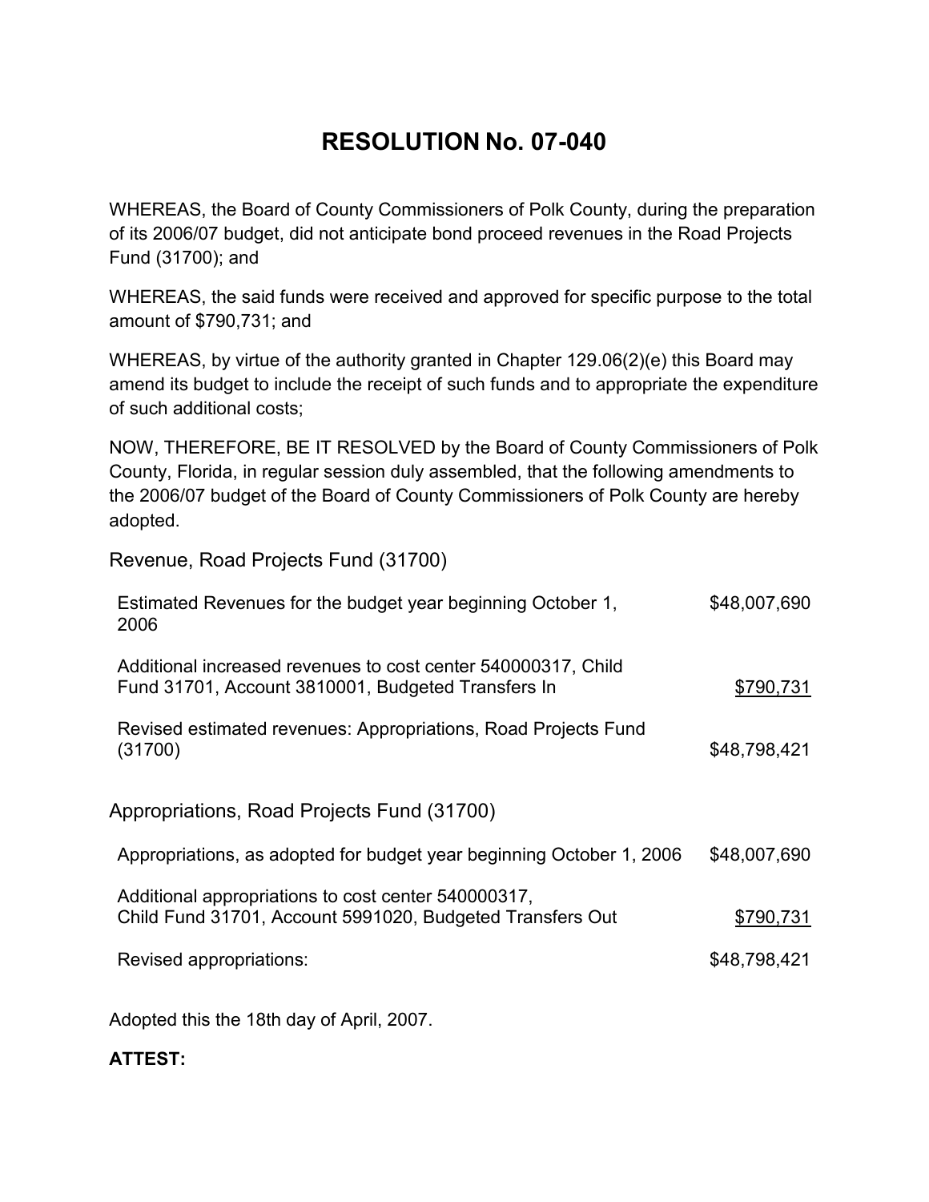# RESOLUTION No. 07-040

WHEREAS, the Board of County Commissioners of Polk County, during the preparation of its 2006/07 budget, did not anticipate bond proceed revenues in the Road Projects Fund (31700); and

WHEREAS, the said funds were received and approved for specific purpose to the total amount of $790,731; and

WHEREAS, by virtue of the authority granted in Chapter 129.06(2)(e) this Board may amend its budget to include the receipt of such funds and to appropriate the expenditure of such additional costs;

NOW, THEREFORE, BE IT RESOLVED by the Board of County Commissioners of Polk County, Florida, in regular session duly assembled, that the following amendments to the 2006/07 budget of the Board of County Commissioners of Polk County are hereby adopted.

Revenue, Road Projects Fund (31700)

| | |
|---|---|
| Estimated Revenues for the budget year beginning October 1, 2006 | $48,007,690 |
| Additional increased revenues to cost center 540000317, Child Fund 31701, Account 3810001, Budgeted Transfers In | $790,731 |
| Revised estimated revenues: Appropriations, Road Projects Fund (31700) | $48,798,421 |

Appropriations, Road Projects Fund (31700)

| | |
|---|---|
| Appropriations, as adopted for budget year beginning October 1, 2006 | $48,007,690 |
| Additional appropriations to cost center 540000317, Child Fund 31701, Account 5991020, Budgeted Transfers Out | $790,731 |
| Revised appropriations: | $48,798,421 |

Adopted this the 18th day of April, 2007.

**ATTEST:**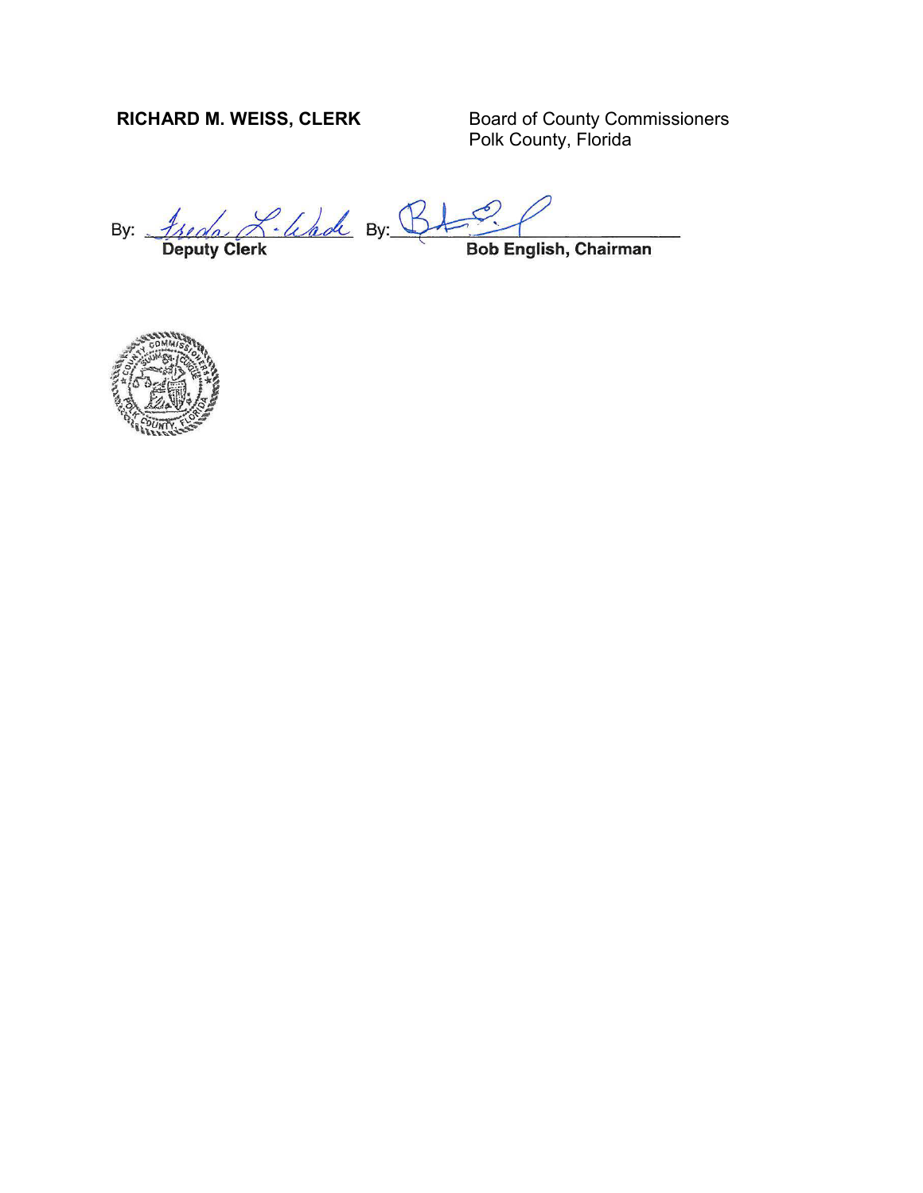**RICHARD M. WEISS, CLERK**

Board of County Commissioners
Polk County, Florida

By: ____________________
**Deputy Clerk**

By: ____________________
**Bob English, Chairman**